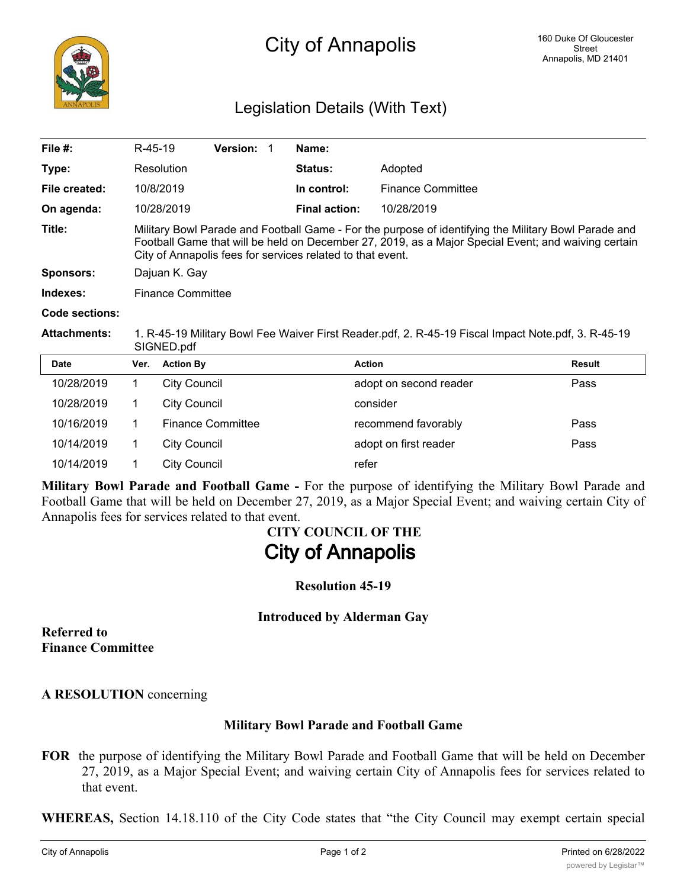# City of Annapolis

160 Duke Of Gloucester Street
Annapolis, MD 21401

## Legislation Details (With Text)

| | | | | | |
|---|---|---|---|---|---|
| **File #:** | R-45-19 | **Version:** 1 | | **Name:** | |
| **Type:** | Resolution | | | **Status:** | Adopted |
| **File created:** | 10/8/2019 | | | **In control:** | Finance Committee |
| **On agenda:** | 10/28/2019 | | | **Final action:** | 10/28/2019 |

**Title:** Military Bowl Parade and Football Game - For the purpose of identifying the Military Bowl Parade and Football Game that will be held on December 27, 2019, as a Major Special Event; and waiving certain City of Annapolis fees for services related to that event.

**Sponsors:** Dajuan K. Gay

**Indexes:** Finance Committee

**Code sections:**

**Attachments:** 1. R-45-19 Military Bowl Fee Waiver First Reader.pdf, 2. R-45-19 Fiscal Impact Note.pdf, 3. R-45-19 SIGNED.pdf

| Date | Ver. | Action By | Action | Result |
|---|---|---|---|---|
| 10/28/2019 | 1 | City Council | adopt on second reader | Pass |
| 10/28/2019 | 1 | City Council | consider | |
| 10/16/2019 | 1 | Finance Committee | recommend favorably | Pass |
| 10/14/2019 | 1 | City Council | adopt on first reader | Pass |
| 10/14/2019 | 1 | City Council | refer | |

**Military Bowl Parade and Football Game -** For the purpose of identifying the Military Bowl Parade and Football Game that will be held on December 27, 2019, as a Major Special Event; and waiving certain City of Annapolis fees for services related to that event.

**CITY COUNCIL OF THE**

# City of Annapolis

**Resolution 45-19**

**Introduced by Alderman Gay**

**Referred to**
**Finance Committee**

**A RESOLUTION** concerning

**Military Bowl Parade and Football Game**

**FOR** the purpose of identifying the Military Bowl Parade and Football Game that will be held on December 27, 2019, as a Major Special Event; and waiving certain City of Annapolis fees for services related to that event.

**WHEREAS,** Section 14.18.110 of the City Code states that "the City Council may exempt certain special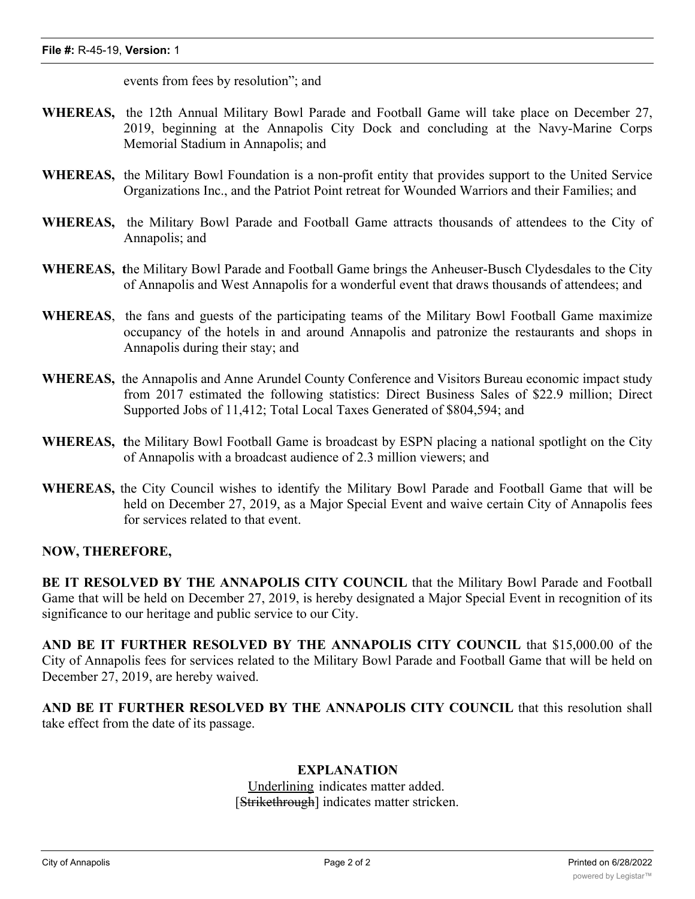events from fees by resolution"; and

**WHEREAS,** the 12th Annual Military Bowl Parade and Football Game will take place on December 27, 2019, beginning at the Annapolis City Dock and concluding at the Navy-Marine Corps Memorial Stadium in Annapolis; and

**WHEREAS,** the Military Bowl Foundation is a non-profit entity that provides support to the United Service Organizations Inc., and the Patriot Point retreat for Wounded Warriors and their Families; and

**WHEREAS,** the Military Bowl Parade and Football Game attracts thousands of attendees to the City of Annapolis; and

**WHEREAS,** the Military Bowl Parade and Football Game brings the Anheuser-Busch Clydesdales to the City of Annapolis and West Annapolis for a wonderful event that draws thousands of attendees; and

**WHEREAS**, the fans and guests of the participating teams of the Military Bowl Football Game maximize occupancy of the hotels in and around Annapolis and patronize the restaurants and shops in Annapolis during their stay; and

**WHEREAS,** the Annapolis and Anne Arundel County Conference and Visitors Bureau economic impact study from 2017 estimated the following statistics: Direct Business Sales of $22.9 million; Direct Supported Jobs of 11,412; Total Local Taxes Generated of $804,594; and

**WHEREAS,** the Military Bowl Football Game is broadcast by ESPN placing a national spotlight on the City of Annapolis with a broadcast audience of 2.3 million viewers; and

**WHEREAS,** the City Council wishes to identify the Military Bowl Parade and Football Game that will be held on December 27, 2019, as a Major Special Event and waive certain City of Annapolis fees for services related to that event.

**NOW, THEREFORE,**

**BE IT RESOLVED BY THE ANNAPOLIS CITY COUNCIL** that the Military Bowl Parade and Football Game that will be held on December 27, 2019, is hereby designated a Major Special Event in recognition of its significance to our heritage and public service to our City.

**AND BE IT FURTHER RESOLVED BY THE ANNAPOLIS CITY COUNCIL** that $15,000.00 of the City of Annapolis fees for services related to the Military Bowl Parade and Football Game that will be held on December 27, 2019, are hereby waived.

**AND BE IT FURTHER RESOLVED BY THE ANNAPOLIS CITY COUNCIL** that this resolution shall take effect from the date of its passage.

**EXPLANATION**

Underlining indicates matter added.
[~~Strikethrough~~] indicates matter stricken.